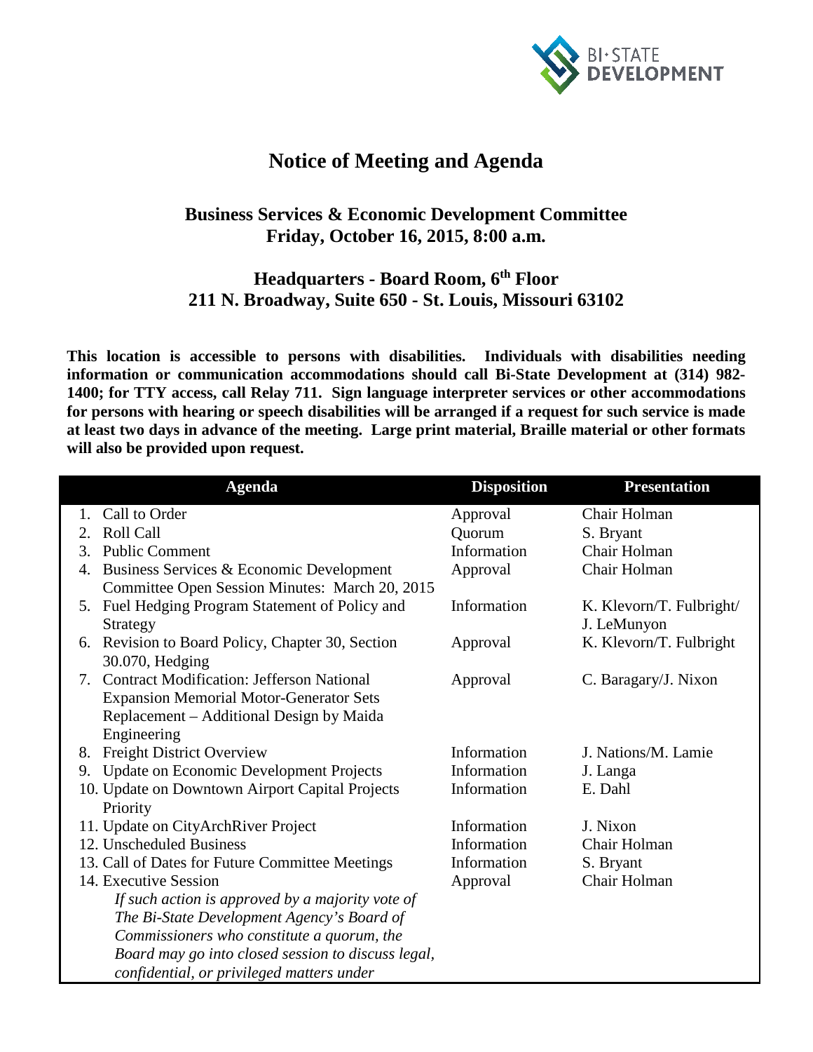BI-STATE DEVELOPMENT

# Notice of Meeting and Agenda

## Business Services & Economic Development Committee
## Friday, October 16, 2015, 8:00 a.m.

## Headquarters - Board Room, 6th Floor
## 211 N. Broadway, Suite 650 - St. Louis, Missouri 63102

**This location is accessible to persons with disabilities. Individuals with disabilities needing information or communication accommodations should call Bi-State Development at (314) 982-1400; for TTY access, call Relay 711. Sign language interpreter services or other accommodations for persons with hearing or speech disabilities will be arranged if a request for such service is made at least two days in advance of the meeting. Large print material, Braille material or other formats will also be provided upon request.**

| Agenda | Disposition | Presentation |
|---|---|---|
| 1. Call to Order | Approval | Chair Holman |
| 2. Roll Call | Quorum | S. Bryant |
| 3. Public Comment | Information | Chair Holman |
| 4. Business Services & Economic Development Committee Open Session Minutes: March 20, 2015 | Approval | Chair Holman |
| 5. Fuel Hedging Program Statement of Policy and Strategy | Information | K. Klevorn/T. Fulbright/ J. LeMunyon |
| 6. Revision to Board Policy, Chapter 30, Section 30.070, Hedging | Approval | K. Klevorn/T. Fulbright |
| 7. Contract Modification: Jefferson National Expansion Memorial Motor-Generator Sets Replacement – Additional Design by Maida Engineering | Approval | C. Baragary/J. Nixon |
| 8. Freight District Overview | Information | J. Nations/M. Lamie |
| 9. Update on Economic Development Projects | Information | J. Langa |
| 10. Update on Downtown Airport Capital Projects Priority | Information | E. Dahl |
| 11. Update on CityArchRiver Project | Information | J. Nixon |
| 12. Unscheduled Business | Information | Chair Holman |
| 13. Call of Dates for Future Committee Meetings | Information | S. Bryant |
| 14. Executive Session *If such action is approved by a majority vote of The Bi-State Development Agency's Board of Commissioners who constitute a quorum, the Board may go into closed session to discuss legal, confidential, or privileged matters under* | Approval | Chair Holman |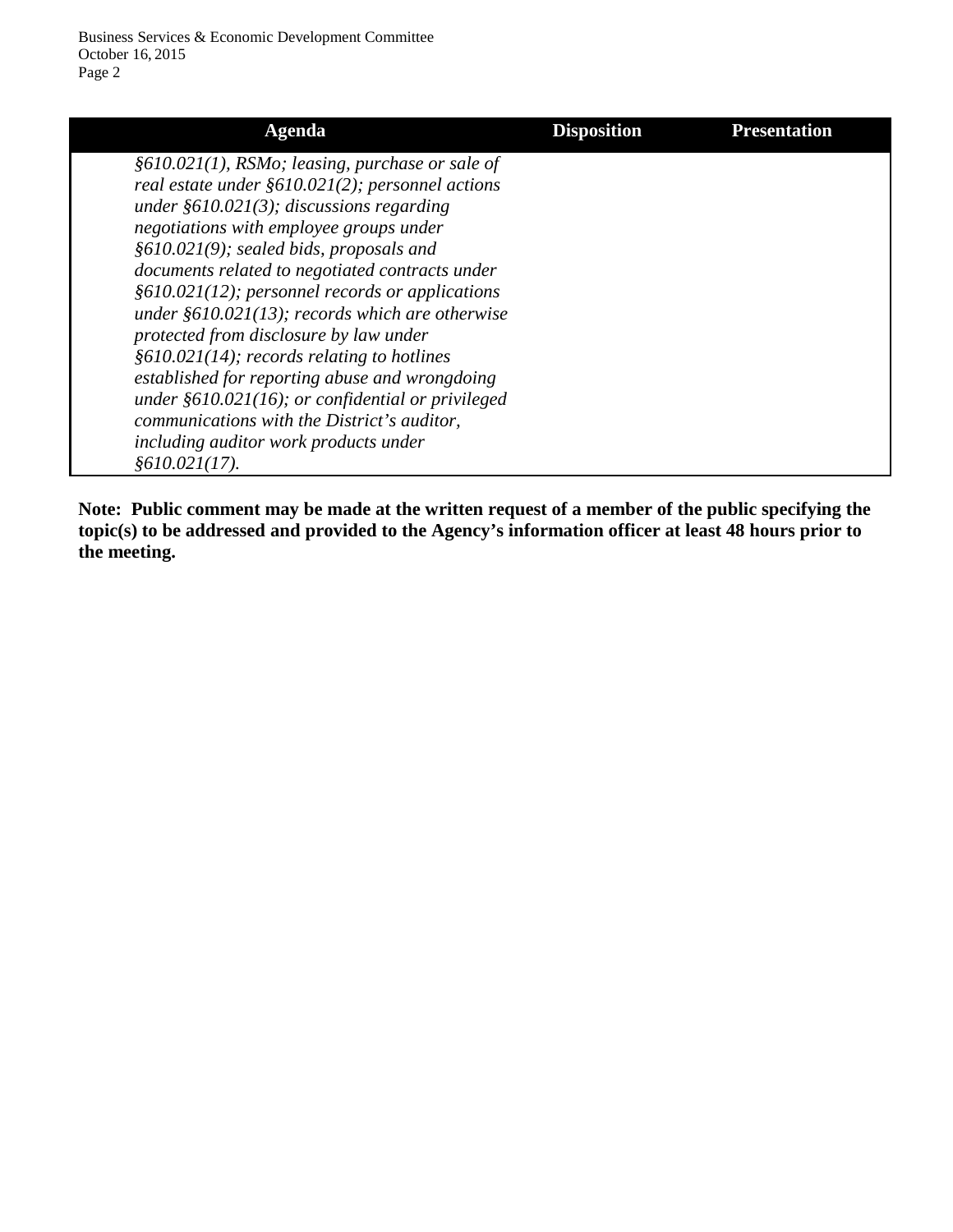| Agenda | Disposition | Presentation |
|---|---|---|
| *§610.021(1), RSMo; leasing, purchase or sale of real estate under §610.021(2); personnel actions under §610.021(3); discussions regarding negotiations with employee groups under §610.021(9); sealed bids, proposals and documents related to negotiated contracts under §610.021(12); personnel records or applications under §610.021(13); records which are otherwise protected from disclosure by law under §610.021(14); records relating to hotlines established for reporting abuse and wrongdoing under §610.021(16); or confidential or privileged communications with the District's auditor, including auditor work products under §610.021(17).* | | |

**Note: Public comment may be made at the written request of a member of the public specifying the topic(s) to be addressed and provided to the Agency's information officer at least 48 hours prior to the meeting.**